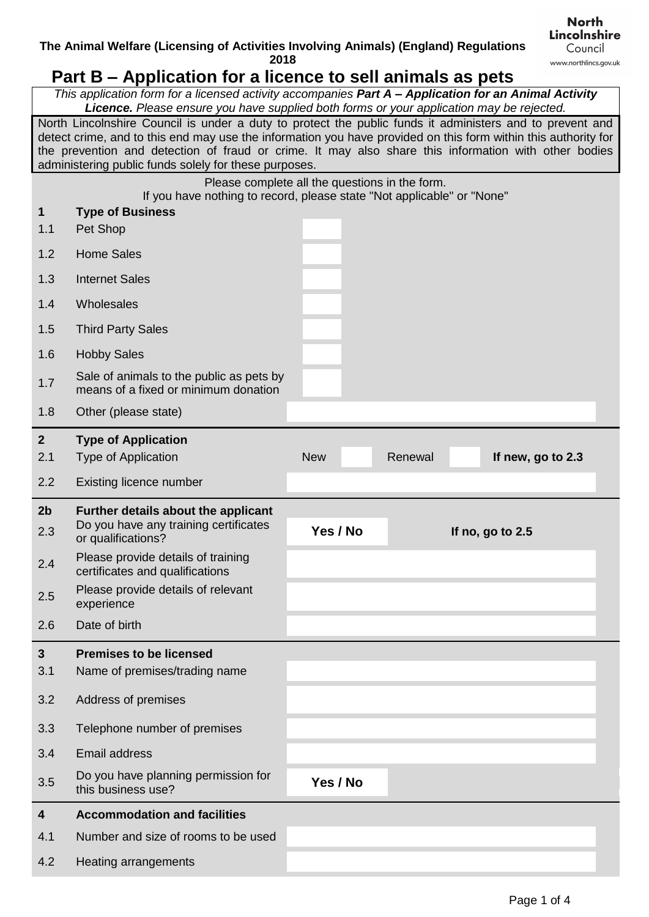**The Animal Welfare (Licensing of Activities Involving Animals) (England) Regulations 2018**

North Lincolnshire Council
www.northlincs.gov.uk

# Part B – Application for a licence to sell animals as pets

*This application form for a licensed activity accompanies* ***Part A – Application for an Animal Activity Licence.*** *Please ensure you have supplied both forms or your application may be rejected.*

North Lincolnshire Council is under a duty to protect the public funds it administers and to prevent and detect crime, and to this end may use the information you have provided on this form within this authority for the prevention and detection of fraud or crime. It may also share this information with other bodies administering public funds solely for these purposes.

Please complete all the questions in the form.
If you have nothing to record, please state "Not applicable" or "None"

| | | | | | |
|---|---|---|---|---|---|
| **1** | **Type of Business** | | | | |
| 1.1 | Pet Shop | | | | |
| 1.2 | Home Sales | | | | |
| 1.3 | Internet Sales | | | | |
| 1.4 | Wholesales | | | | |
| 1.5 | Third Party Sales | | | | |
| 1.6 | Hobby Sales | | | | |
| 1.7 | Sale of animals to the public as pets by means of a fixed or minimum donation | | | | |
| 1.8 | Other (please state) | | | | |
| **2** | **Type of Application** | | | | |
| 2.1 | Type of Application | New | | Renewal | **If new, go to 2.3** |
| 2.2 | Existing licence number | | | | |
| **2b** | **Further details about the applicant** | | | | |
| 2.3 | Do you have any training certificates or qualifications? | **Yes / No** | | **If no, go to 2.5** | |
| 2.4 | Please provide details of training certificates and qualifications | | | | |
| 2.5 | Please provide details of relevant experience | | | | |
| 2.6 | Date of birth | | | | |
| **3** | **Premises to be licensed** | | | | |
| 3.1 | Name of premises/trading name | | | | |
| 3.2 | Address of premises | | | | |
| 3.3 | Telephone number of premises | | | | |
| 3.4 | Email address | | | | |
| 3.5 | Do you have planning permission for this business use? | **Yes / No** | | | |
| **4** | **Accommodation and facilities** | | | | |
| 4.1 | Number and size of rooms to be used | | | | |
| 4.2 | Heating arrangements | | | | |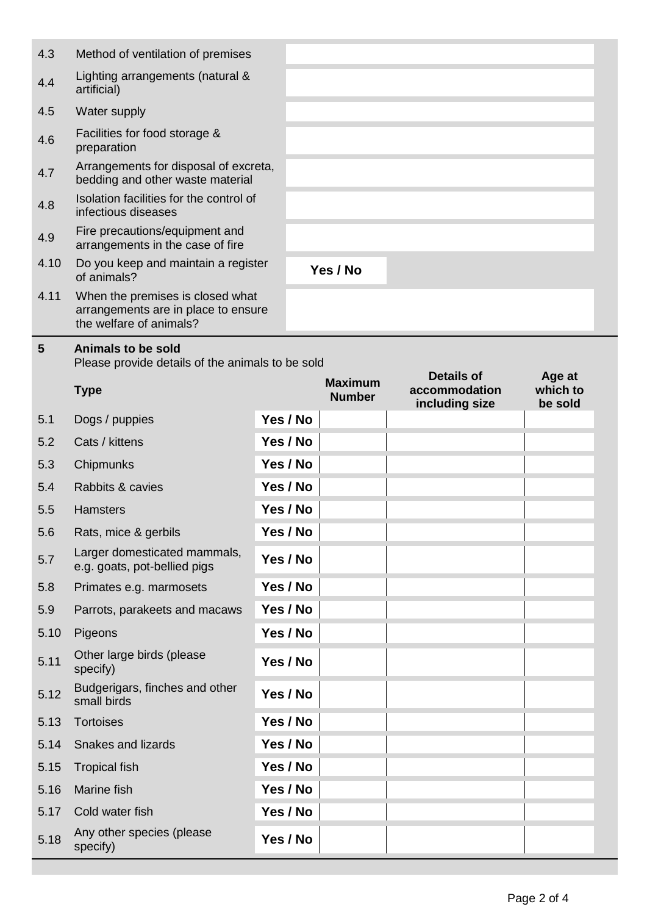| | | |
|---|---|---|
| 4.3 | Method of ventilation of premises | |
| 4.4 | Lighting arrangements (natural & artificial) | |
| 4.5 | Water supply | |
| 4.6 | Facilities for food storage & preparation | |
| 4.7 | Arrangements for disposal of excreta, bedding and other waste material | |
| 4.8 | Isolation facilities for the control of infectious diseases | |
| 4.9 | Fire precautions/equipment and arrangements in the case of fire | |
| 4.10 | Do you keep and maintain a register of animals? | **Yes / No** |
| 4.11 | When the premises is closed what arrangements are in place to ensure the welfare of animals? | |

## 5 Animals to be sold

Please provide details of the animals to be sold

| | **Type** | | **Maximum Number** | **Details of accommodation including size** | **Age at which to be sold** |
|---|---|---|---|---|---|
| 5.1 | Dogs / puppies | **Yes / No** | | | |
| 5.2 | Cats / kittens | **Yes / No** | | | |
| 5.3 | Chipmunks | **Yes / No** | | | |
| 5.4 | Rabbits & cavies | **Yes / No** | | | |
| 5.5 | Hamsters | **Yes / No** | | | |
| 5.6 | Rats, mice & gerbils | **Yes / No** | | | |
| 5.7 | Larger domesticated mammals, e.g. goats, pot-bellied pigs | **Yes / No** | | | |
| 5.8 | Primates e.g. marmosets | **Yes / No** | | | |
| 5.9 | Parrots, parakeets and macaws | **Yes / No** | | | |
| 5.10 | Pigeons | **Yes / No** | | | |
| 5.11 | Other large birds (please specify) | **Yes / No** | | | |
| 5.12 | Budgerigars, finches and other small birds | **Yes / No** | | | |
| 5.13 | Tortoises | **Yes / No** | | | |
| 5.14 | Snakes and lizards | **Yes / No** | | | |
| 5.15 | Tropical fish | **Yes / No** | | | |
| 5.16 | Marine fish | **Yes / No** | | | |
| 5.17 | Cold water fish | **Yes / No** | | | |
| 5.18 | Any other species (please specify) | **Yes / No** | | | |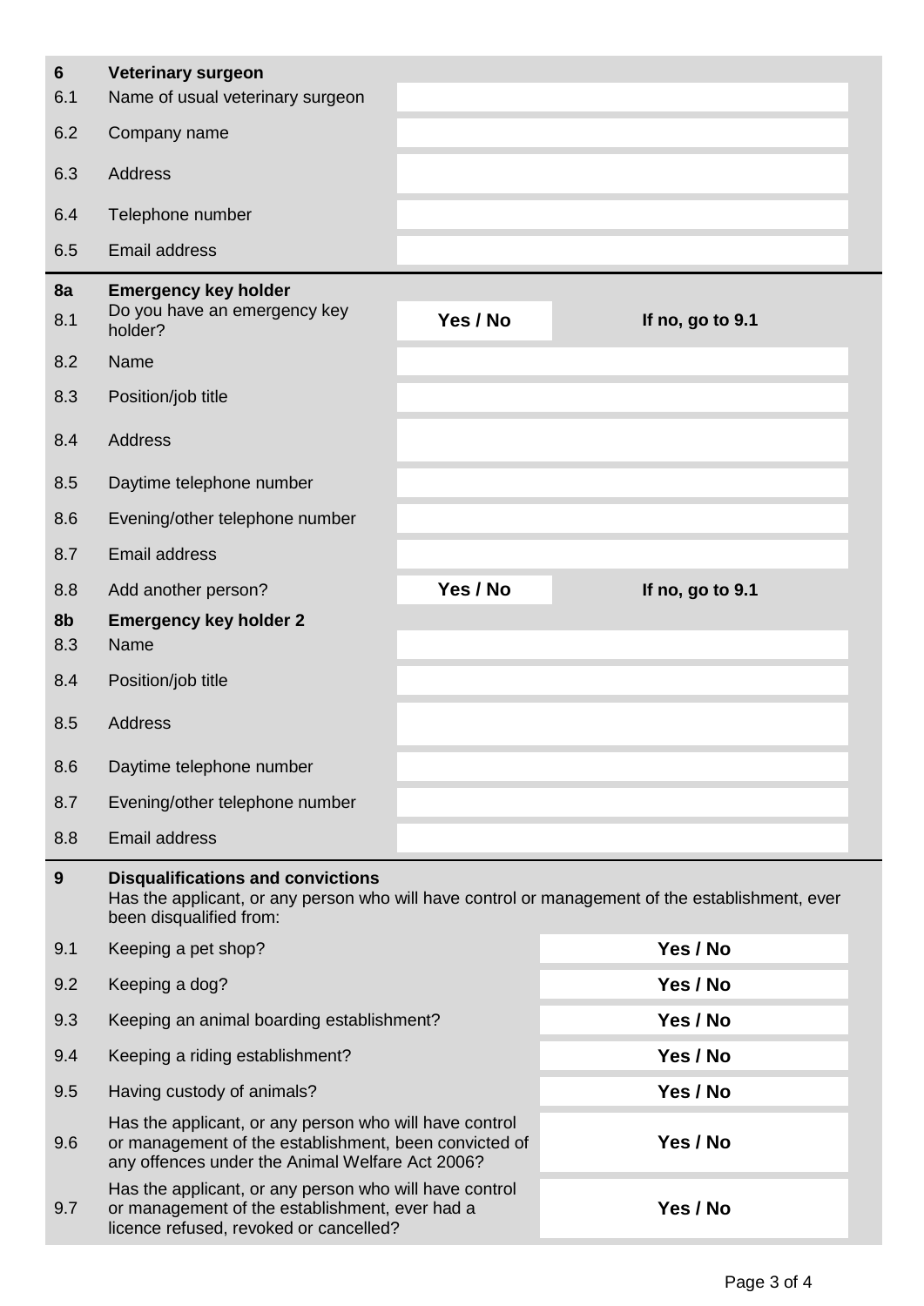| 6 | **Veterinary surgeon** | | |
|---|---|---|---|
| 6.1 | Name of usual veterinary surgeon | | |
| 6.2 | Company name | | |
| 6.3 | Address | | |
| 6.4 | Telephone number | | |
| 6.5 | Email address | | |

| **8a** | **Emergency key holder** | | |
|---|---|---|---|
| 8.1 | Do you have an emergency key holder? | **Yes / No** | **If no, go to 9.1** |
| 8.2 | Name | | |
| 8.3 | Position/job title | | |
| 8.4 | Address | | |
| 8.5 | Daytime telephone number | | |
| 8.6 | Evening/other telephone number | | |
| 8.7 | Email address | | |
| 8.8 | Add another person? | **Yes / No** | **If no, go to 9.1** |
| **8b** | **Emergency key holder 2** | | |
| 8.3 | Name | | |
| 8.4 | Position/job title | | |
| 8.5 | Address | | |
| 8.6 | Daytime telephone number | | |
| 8.7 | Evening/other telephone number | | |
| 8.8 | Email address | | |

**9 Disqualifications and convictions**

Has the applicant, or any person who will have control or management of the establishment, ever been disqualified from:

| | | |
|---|---|---|
| 9.1 | Keeping a pet shop? | **Yes / No** |
| 9.2 | Keeping a dog? | **Yes / No** |
| 9.3 | Keeping an animal boarding establishment? | **Yes / No** |
| 9.4 | Keeping a riding establishment? | **Yes / No** |
| 9.5 | Having custody of animals? | **Yes / No** |
| 9.6 | Has the applicant, or any person who will have control or management of the establishment, been convicted of any offences under the Animal Welfare Act 2006? | **Yes / No** |
| 9.7 | Has the applicant, or any person who will have control or management of the establishment, ever had a licence refused, revoked or cancelled? | **Yes / No** |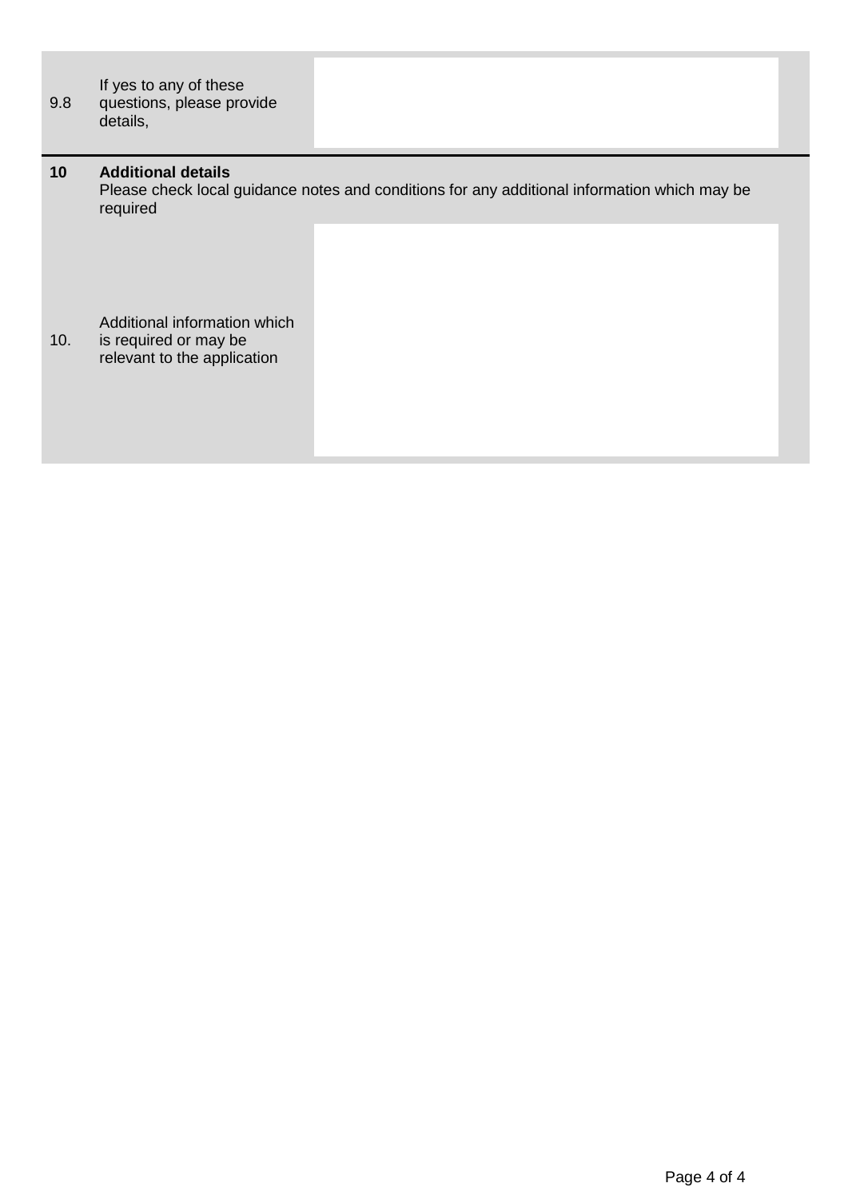| | | |
|---|---|---|
| 9.8 | If yes to any of these questions, please provide details, | |

## 10 Additional details

Please check local guidance notes and conditions for any additional information which may be required

| | | |
|---|---|---|
| 10. | Additional information which is required or may be relevant to the application | |